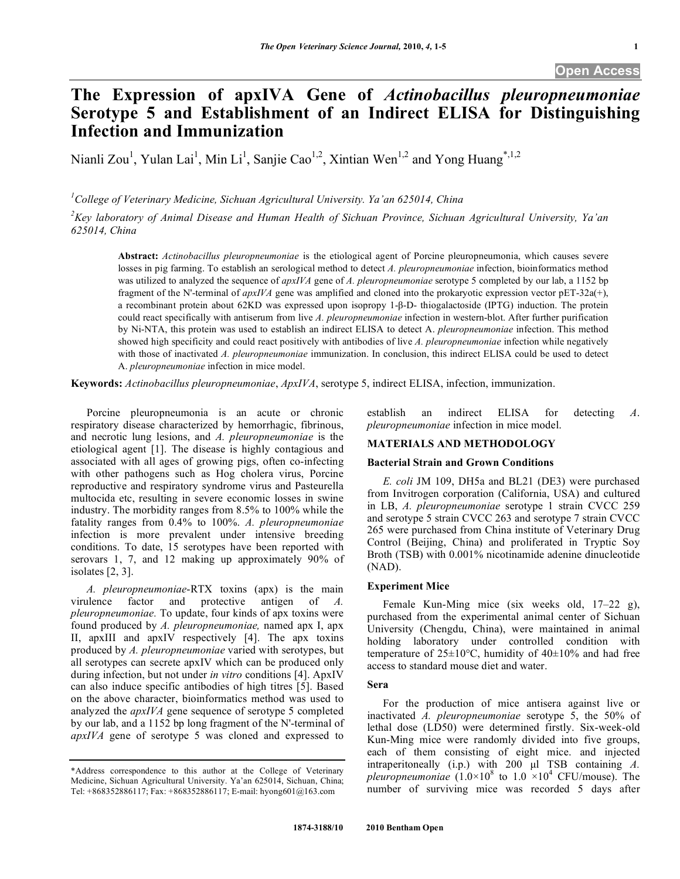# The Expression of apxIVA Gene of *Actinobacillus pleuropneumoniae* Serotype 5 and Establishment of an Indirect ELISA for Distinguishing Infection and Immunization

Nianli Zou[1], Yulan Lai[1], Min Li[1], Sanjie Cao[1,2], Xintian Wen[1,2] and Yong Huang[*,1,2]

[1]College of Veterinary Medicine, Sichuan Agricultural University. Ya'an 625014, China

[2]Key laboratory of Animal Disease and Human Health of Sichuan Province, Sichuan Agricultural University, Ya'an 625014, China

**Abstract:** *Actinobacillus pleuropneumoniae* is the etiological agent of Porcine pleuropneumonia, which causes severe losses in pig farming. To establish an serological method to detect *A. pleuropneumoniae* infection, bioinformatics method was utilized to analyzed the sequence of *apxIVA* gene of *A. pleuropneumoniae* serotype 5 completed by our lab, a 1152 bp fragment of the N'-terminal of *apxIVA* gene was amplified and cloned into the prokaryotic expression vector pET-32a(+), a recombinant protein about 62KD was expressed upon isopropy 1-β-D- thiogalactoside (IPTG) induction. The protein could react specifically with antiserum from live *A. pleuropneumoniae* infection in western-blot. After further purification by Ni-NTA, this protein was used to establish an indirect ELISA to detect A. *pleuropneumoniae* infection. This method showed high specificity and could react positively with antibodies of live *A. pleuropneumoniae* infection while negatively with those of inactivated *A. pleuropneumoniae* immunization. In conclusion, this indirect ELISA could be used to detect A. *pleuropneumoniae* infection in mice model.

**Keywords:** *Actinobacillus pleuropneumoniae*, *ApxIVA*, serotype 5, indirect ELISA, infection, immunization.

Porcine pleuropneumonia is an acute or chronic respiratory disease characterized by hemorrhagic, fibrinous, and necrotic lung lesions, and *A. pleuropneumoniae* is the etiological agent [1]. The disease is highly contagious and associated with all ages of growing pigs, often co-infecting with other pathogens such as Hog cholera virus, Porcine reproductive and respiratory syndrome virus and Pasteurella multocida etc, resulting in severe economic losses in swine industry. The morbidity ranges from 8.5% to 100% while the fatality ranges from 0.4% to 100%. *A. pleuropneumoniae* infection is more prevalent under intensive breeding conditions. To date, 15 serotypes have been reported with serovars 1, 7, and 12 making up approximately 90% of isolates [2, 3].

*A. pleuropneumoniae*-RTX toxins (apx) is the main virulence factor and protective antigen of *A. pleuropneumoniae.* To update, four kinds of apx toxins were found produced by *A. pleuropneumoniae,* named apx I, apx II, apxIII and apxIV respectively [4]. The apx toxins produced by *A. pleuropneumoniae* varied with serotypes, but all serotypes can secrete apxIV which can be produced only during infection, but not under *in vitro* conditions [4]. ApxIV can also induce specific antibodies of high titres [5]. Based on the above character, bioinformatics method was used to analyzed the *apxIVA* gene sequence of serotype 5 completed by our lab, and a 1152 bp long fragment of the N'-terminal of *apxIVA* gene of serotype 5 was cloned and expressed to establish an indirect ELISA for detecting *A. pleuropneumoniae* infection in mice model.

\*Address correspondence to this author at the College of Veterinary Medicine, Sichuan Agricultural University. Ya'an 625014, Sichuan, China; Tel: +868352886117; Fax: +868352886117; E-mail: hyong601@163.com

## MATERIALS AND METHODOLOGY

### Bacterial Strain and Grown Conditions

*E. coli* JM 109, DH5a and BL21 (DE3) were purchased from Invitrogen corporation (California, USA) and cultured in LB, *A. pleuropneumoniae* serotype 1 strain CVCC 259 and serotype 5 strain CVCC 263 and serotype 7 strain CVCC 265 were purchased from China institute of Veterinary Drug Control (Beijing, China) and proliferated in Tryptic Soy Broth (TSB) with 0.001% nicotinamide adenine dinucleotide (NAD).

### Experiment Mice

Female Kun-Ming mice (six weeks old, 17–22 g), purchased from the experimental animal center of Sichuan University (Chengdu, China), were maintained in animal holding laboratory under controlled condition with temperature of 25±10°C, humidity of 40±10% and had free access to standard mouse diet and water.

### Sera

For the production of mice antisera against live or inactivated *A. pleuropneumoniae* serotype 5, the 50% of lethal dose (LD50) were determined firstly. Six-week-old Kun-Ming mice were randomly divided into five groups, each of them consisting of eight mice. and injected intraperitoneally (i.p.) with 200 μl TSB containing *A. pleuropneumoniae* ($1.0\times10^8$ to $1.0\times10^4$ CFU/mouse). The number of surviving mice was recorded 5 days after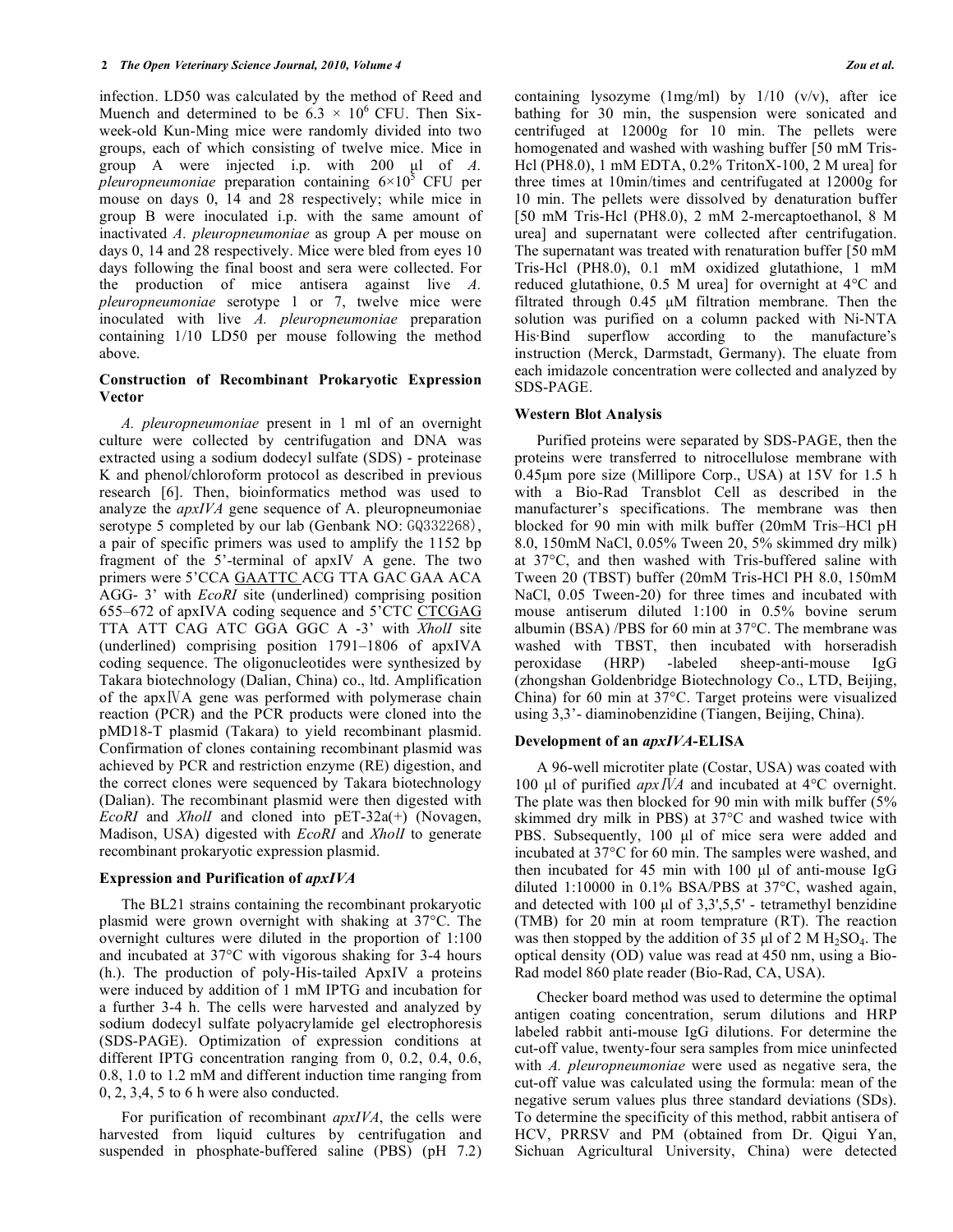infection. LD50 was calculated by the method of Reed and Muench and determined to be $6.3 \times 10^6$ CFU. Then Six-week-old Kun-Ming mice were randomly divided into two groups, each of which consisting of twelve mice. Mice in group A were injected i.p. with 200 μl of *A. pleuropneumoniae* preparation containing $6 \times 10^5$ CFU per mouse on days 0, 14 and 28 respectively; while mice in group B were inoculated i.p. with the same amount of inactivated *A. pleuropneumoniae* as group A per mouse on days 0, 14 and 28 respectively. Mice were bled from eyes 10 days following the final boost and sera were collected. For the production of mice antisera against live *A. pleuropneumoniae* serotype 1 or 7, twelve mice were inoculated with live *A. pleuropneumoniae* preparation containing 1/10 LD50 per mouse following the method above.

### Construction of Recombinant Prokaryotic Expression Vector

*A. pleuropneumoniae* present in 1 ml of an overnight culture were collected by centrifugation and DNA was extracted using a sodium dodecyl sulfate (SDS) - proteinase K and phenol/chloroform protocol as described in previous research [6]. Then, bioinformatics method was used to analyze the *apxIVA* gene sequence of A. pleuropneumoniae serotype 5 completed by our lab (Genbank NO: GQ332268), a pair of specific primers was used to amplify the 1152 bp fragment of the 5'-terminal of apxIV A gene. The two primers were 5'CCA GAATTC ACG TTA GAC GAA ACA AGG- 3' with *EcoRI* site (underlined) comprising position 655–672 of apxIVA coding sequence and 5'CTC CTCGAG TTA ATT CAG ATC GGA GGC A -3' with *XhoII* site (underlined) comprising position 1791–1806 of apxIVA coding sequence. The oligonucleotides were synthesized by Takara biotechnology (Dalian, China) co., ltd. Amplification of the apxⅣA gene was performed with polymerase chain reaction (PCR) and the PCR products were cloned into the pMD18-T plasmid (Takara) to yield recombinant plasmid. Confirmation of clones containing recombinant plasmid was achieved by PCR and restriction enzyme (RE) digestion, and the correct clones were sequenced by Takara biotechnology (Dalian). The recombinant plasmid were then digested with *EcoRI* and *XholI* and cloned into pET-32a(+) (Novagen, Madison, USA) digested with *EcoRI* and *XholI* to generate recombinant prokaryotic expression plasmid.

### Expression and Purification of *apxIVA*

The BL21 strains containing the recombinant prokaryotic plasmid were grown overnight with shaking at 37°C. The overnight cultures were diluted in the proportion of 1:100 and incubated at 37°C with vigorous shaking for 3-4 hours (h.). The production of poly-His-tailed ApxIV a proteins were induced by addition of 1 mM IPTG and incubation for a further 3-4 h. The cells were harvested and analyzed by sodium dodecyl sulfate polyacrylamide gel electrophoresis (SDS-PAGE). Optimization of expression conditions at different IPTG concentration ranging from 0, 0.2, 0.4, 0.6, 0.8, 1.0 to 1.2 mM and different induction time ranging from 0, 2, 3,4, 5 to 6 h were also conducted.

For purification of recombinant *apxIVA*, the cells were harvested from liquid cultures by centrifugation and suspended in phosphate-buffered saline (PBS) (pH 7.2) containing lysozyme (1mg/ml) by 1/10 (v/v), after ice bathing for 30 min, the suspension were sonicated and centrifuged at 12000g for 10 min. The pellets were homogenated and washed with washing buffer [50 mM Tris-Hcl (PH8.0), 1 mM EDTA, 0.2% TritonX-100, 2 M urea] for three times at 10min/times and centrifugated at 12000g for 10 min. The pellets were dissolved by denaturation buffer [50 mM Tris-Hcl (PH8.0), 2 mM 2-mercaptoethanol, 8 M urea] and supernatant were collected after centrifugation. The supernatant was treated with renaturation buffer [50 mM Tris-Hcl (PH8.0), 0.1 mM oxidized glutathione, 1 mM reduced glutathione, 0.5 M urea] for overnight at 4°C and filtrated through 0.45 μM filtration membrane. Then the solution was purified on a column packed with Ni-NTA His·Bind superflow according to the manufacture's instruction (Merck, Darmstadt, Germany). The eluate from each imidazole concentration were collected and analyzed by SDS-PAGE.

### Western Blot Analysis

Purified proteins were separated by SDS-PAGE, then the proteins were transferred to nitrocellulose membrane with 0.45μm pore size (Millipore Corp., USA) at 15V for 1.5 h with a Bio-Rad Transblot Cell as described in the manufacturer's specifications. The membrane was then blocked for 90 min with milk buffer (20mM Tris–HCl pH 8.0, 150mM NaCl, 0.05% Tween 20, 5% skimmed dry milk) at 37°C, and then washed with Tris-buffered saline with Tween 20 (TBST) buffer (20mM Tris-HCl PH 8.0, 150mM NaCl, 0.05 Tween-20) for three times and incubated with mouse antiserum diluted 1:100 in 0.5% bovine serum albumin (BSA) /PBS for 60 min at 37°C. The membrane was washed with TBST, then incubated with horseradish peroxidase (HRP) -labeled sheep-anti-mouse IgG (zhongshan Goldenbridge Biotechnology Co., LTD, Beijing, China) for 60 min at 37°C. Target proteins were visualized using 3,3'- diaminobenzidine (Tiangen, Beijing, China).

### Development of an *apxIVA*-ELISA

A 96-well microtiter plate (Costar, USA) was coated with 100 μl of purified *apxⅣA* and incubated at 4°C overnight. The plate was then blocked for 90 min with milk buffer (5% skimmed dry milk in PBS) at 37°C and washed twice with PBS. Subsequently, 100 μl of mice sera were added and incubated at 37°C for 60 min. The samples were washed, and then incubated for 45 min with 100 μl of anti-mouse IgG diluted 1:10000 in 0.1% BSA/PBS at 37°C, washed again, and detected with 100 μl of 3,3',5,5' - tetramethyl benzidine (TMB) for 20 min at room temprature (RT). The reaction was then stopped by the addition of 35 μl of 2 M $H_2SO_4$. The optical density (OD) value was read at 450 nm, using a Bio-Rad model 860 plate reader (Bio-Rad, CA, USA).

Checker board method was used to determine the optimal antigen coating concentration, serum dilutions and HRP labeled rabbit anti-mouse IgG dilutions. For determine the cut-off value, twenty-four sera samples from mice uninfected with *A. pleuropneumoniae* were used as negative sera, the cut-off value was calculated using the formula: mean of the negative serum values plus three standard deviations (SDs). To determine the specificity of this method, rabbit antisera of HCV, PRRSV and PM (obtained from Dr. Qigui Yan, Sichuan Agricultural University, China) were detected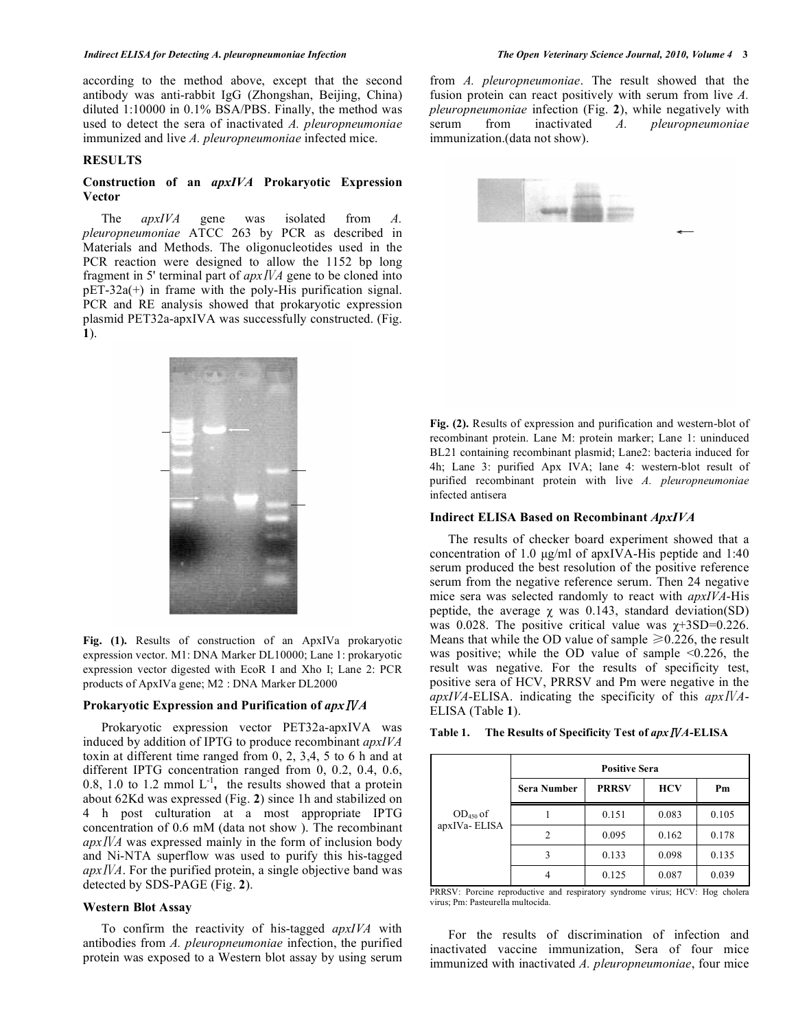according to the method above, except that the second antibody was anti-rabbit IgG (Zhongshan, Beijing, China) diluted 1:10000 in 0.1% BSA/PBS. Finally, the method was used to detect the sera of inactivated *A. pleuropneumoniae* immunized and live *A. pleuropneumoniae* infected mice.

## RESULTS

### Construction of an *apxIVA* Prokaryotic Expression Vector

The *apxIVA* gene was isolated from *A. pleuropneumoniae* ATCC 263 by PCR as described in Materials and Methods. The oligonucleotides used in the PCR reaction were designed to allow the 1152 bp long fragment in 5' terminal part of *apxⅣA* gene to be cloned into pET-32a(+) in frame with the poly-His purification signal. PCR and RE analysis showed that prokaryotic expression plasmid PET32a-apxIVA was successfully constructed. (Fig. **1**).

**Fig. (1).** Results of construction of an ApxIVa prokaryotic expression vector. M1: DNA Marker DL10000; Lane 1: prokaryotic expression vector digested with EcoR I and Xho I; Lane 2: PCR products of ApxIVa gene; M2 : DNA Marker DL2000

### Prokaryotic Expression and Purification of *apxⅣA*

Prokaryotic expression vector PET32a-apxIVA was induced by addition of IPTG to produce recombinant *apxIVA* toxin at different time ranged from 0, 2, 3,4, 5 to 6 h and at different IPTG concentration ranged from 0, 0.2, 0.4, 0.6, 0.8, 1.0 to 1.2 mmol $L^{-1}$**,** the results showed that a protein about 62Kd was expressed (Fig. **2**) since 1h and stabilized on 4 h post culturation at a most appropriate IPTG concentration of 0.6 mM (data not show ). The recombinant *apxⅣA* was expressed mainly in the form of inclusion body and Ni-NTA superflow was used to purify this his-tagged *apxⅣA*. For the purified protein, a single objective band was detected by SDS-PAGE (Fig. **2**).

### Western Blot Assay

To confirm the reactivity of his-tagged *apxIVA* with antibodies from *A. pleuropneumoniae* infection, the purified protein was exposed to a Western blot assay by using serum from *A. pleuropneumoniae*. The result showed that the fusion protein can react positively with serum from live *A. pleuropneumoniae* infection (Fig. **2**), while negatively with serum from inactivated *A. pleuropneumoniae* immunization.(data not show).

**Fig. (2).** Results of expression and purification and western-blot of recombinant protein. Lane M: protein marker; Lane 1: uninduced BL21 containing recombinant plasmid; Lane2: bacteria induced for 4h; Lane 3: purified Apx IVA; lane 4: western-blot result of purified recombinant protein with live *A. pleuropneumoniae* infected antisera

### Indirect ELISA Based on Recombinant *ApxIVA*

The results of checker board experiment showed that a concentration of 1.0 μg/ml of apxIVA-His peptide and 1:40 serum produced the best resolution of the positive reference serum from the negative reference serum. Then 24 negative mice sera was selected randomly to react with *apxIVA*-His peptide, the average $\chi$ was 0.143, standard deviation(SD) was 0.028. The positive critical value was $\chi$+3SD=0.226. Means that while the OD value of sample $\geq$0.226, the result was positive; while the OD value of sample <0.226, the result was negative. For the results of specificity test, positive sera of HCV, PRRSV and Pm were negative in the *apxIVA*-ELISA. indicating the specificity of this *apxⅣA*-ELISA (Table **1**).

**Table 1. The Results of Specificity Test of *apxⅣA*-ELISA**

| | Positive Sera | | | |
|---|---|---|---|---|
| | Sera Number | PRRSV | HCV | Pm |
| $OD_{450}$ of apxIVa- ELISA | 1 | 0.151 | 0.083 | 0.105 |
| | 2 | 0.095 | 0.162 | 0.178 |
| | 3 | 0.133 | 0.098 | 0.135 |
| | 4 | 0.125 | 0.087 | 0.039 |

PRRSV: Porcine reproductive and respiratory syndrome virus; HCV: Hog cholera virus; Pm: Pasteurella multocida.

For the results of discrimination of infection and inactivated vaccine immunization, Sera of four mice immunized with inactivated *A. pleuropneumoniae*, four mice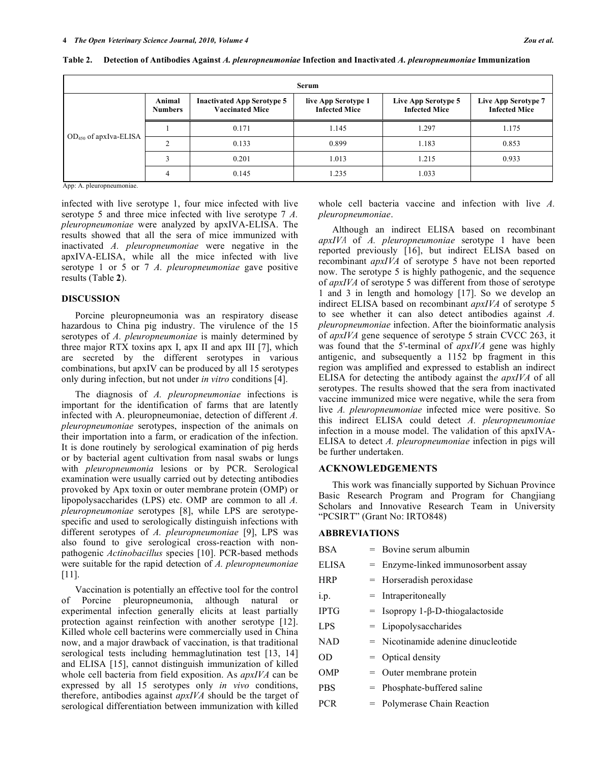**Table 2. Detection of Antibodies Against *A. pleuropneumoniae* Infection and Inactivated *A. pleuropneumoniae* Immunization**

| Serum | | | | | |
|---|---|---|---|---|---|
| | Animal Numbers | Inactivated App Serotype 5 Vaccinated Mice | live App Serotype 1 Infected Mice | Live App Serotype 5 Infected Mice | Live App Serotype 7 Infected Mice |
| $OD_{450}$ of apxIva-ELISA | 1 | 0.171 | 1.145 | 1.297 | 1.175 |
| | 2 | 0.133 | 0.899 | 1.183 | 0.853 |
| | 3 | 0.201 | 1.013 | 1.215 | 0.933 |
| | 4 | 0.145 | 1.235 | 1.033 | |

App: A. pleuropneumoniae.

infected with live serotype 1, four mice infected with live serotype 5 and three mice infected with live serotype 7 *A. pleuropneumoniae* were analyzed by apxIVA-ELISA. The results showed that all the sera of mice immunized with inactivated *A. pleuropneumoniae* were negative in the apxIVA-ELISA, while all the mice infected with live serotype 1 or 5 or 7 *A. pleuropneumoniae* gave positive results (Table **2**).

## DISCUSSION

Porcine pleuropneumonia was an respiratory disease hazardous to China pig industry. The virulence of the 15 serotypes of *A. pleuropneumoniae* is mainly determined by three major RTX toxins apx I, apx II and apx III [7], which are secreted by the different serotypes in various combinations, but apxIV can be produced by all 15 serotypes only during infection, but not under *in vitro* conditions [4].

The diagnosis of *A. pleuropneumoniae* infections is important for the identification of farms that are latently infected with A. pleuropneumoniae, detection of different *A. pleuropneumoniae* serotypes, inspection of the animals on their importation into a farm, or eradication of the infection. It is done routinely by serological examination of pig herds or by bacterial agent cultivation from nasal swabs or lungs with *pleuropneumonia* lesions or by PCR. Serological examination were usually carried out by detecting antibodies provoked by Apx toxin or outer membrane protein (OMP) or lipopolysaccharides (LPS) etc. OMP are common to all *A. pleuropneumoniae* serotypes [8], while LPS are serotype-specific and used to serologically distinguish infections with different serotypes of *A. pleuropneumoniae* [9], LPS was also found to give serological cross-reaction with non-pathogenic *Actinobacillus* species [10]. PCR-based methods were suitable for the rapid detection of *A. pleuropneumoniae* [11].

Vaccination is potentially an effective tool for the control of Porcine pleuropneumonia, although natural or experimental infection generally elicits at least partially protection against reinfection with another serotype [12]. Killed whole cell bacterins were commercially used in China now, and a major drawback of vaccination, is that traditional serological tests including hemmaglutination test [13, 14] and ELISA [15], cannot distinguish immunization of killed whole cell bacteria from field exposition. As *apxIVA* can be expressed by all 15 serotypes only *in vivo* conditions, therefore, antibodies against *apxIVA* should be the target of serological differentiation between immunization with killed whole cell bacteria vaccine and infection with live *A. pleuropneumoniae*.

Although an indirect ELISA based on recombinant *apxIVA* of *A. pleuropneumoniae* serotype 1 have been reported previously [16], but indirect ELISA based on recombinant *apxIVA* of serotype 5 have not been reported now. The serotype 5 is highly pathogenic, and the sequence of *apxIVA* of serotype 5 was different from those of serotype 1 and 3 in length and homology [17]. So we develop an indirect ELISA based on recombinant *apxIVA* of serotype 5 to see whether it can also detect antibodies against *A. pleuropneumoniae* infection. After the bioinformatic analysis of *apxIVA* gene sequence of serotype 5 strain CVCC 263, it was found that the 5'-terminal of *apxIVA* gene was highly antigenic, and subsequently a 1152 bp fragment in this region was amplified and expressed to establish an indirect ELISA for detecting the antibody against the *apxIVA* of all serotypes. The results showed that the sera from inactivated vaccine immunized mice were negative, while the sera from live *A. pleuropneumoniae* infected mice were positive. So this indirect ELISA could detect *A. pleuropneumoniae* infection in a mouse model. The validation of this apxIVA-ELISA to detect *A. pleuropneumoniae* infection in pigs will be further undertaken.

## ACKNOWLEDGEMENTS

This work was financially supported by Sichuan Province Basic Research Program and Program for Changjiang Scholars and Innovative Research Team in University "PCSIRT" (Grant No: IRTO848)

## ABBREVIATIONS

| | | |
|---|---|---|
| BSA | = | Bovine serum albumin |
| ELISA | = | Enzyme-linked immunosorbent assay |
| HRP | = | Horseradish peroxidase |
| i.p. | = | Intraperitoneally |
| IPTG | = | Isopropy 1-β-D-thiogalactoside |
| LPS | = | Lipopolysaccharides |
| NAD | = | Nicotinamide adenine dinucleotide |
| OD | = | Optical density |
| OMP | = | Outer membrane protein |
| PBS | = | Phosphate-buffered saline |
| PCR | = | Polymerase Chain Reaction |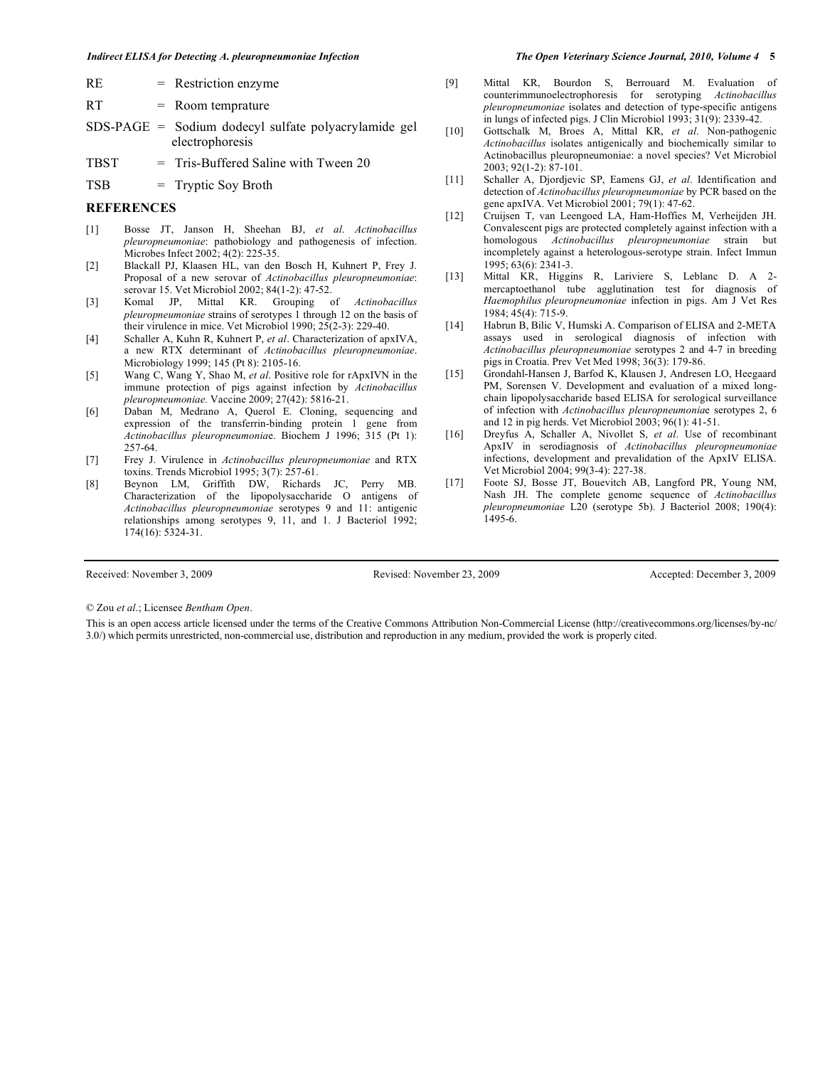RE = Restriction enzyme

RT = Room temprature

SDS-PAGE = Sodium dodecyl sulfate polyacrylamide gel electrophoresis

TBST = Tris-Buffered Saline with Tween 20

TSB = Tryptic Soy Broth

## REFERENCES

[1] Bosse JT, Janson H, Sheehan BJ, *et al*. *Actinobacillus pleuropneumoniae*: pathobiology and pathogenesis of infection. Microbes Infect 2002; 4(2): 225-35.

[2] Blackall PJ, Klaasen HL, van den Bosch H, Kuhnert P, Frey J. Proposal of a new serovar of *Actinobacillus pleuropneumoniae*: serovar 15. Vet Microbiol 2002; 84(1-2): 47-52.

[3] Komal JP, Mittal KR. Grouping of *Actinobacillus pleuropneumoniae* strains of serotypes 1 through 12 on the basis of their virulence in mice. Vet Microbiol 1990; 25(2-3): 229-40.

[4] Schaller A, Kuhn R, Kuhnert P, *et al*. Characterization of apxIVA, a new RTX determinant of *Actinobacillus pleuropneumoniae*. Microbiology 1999; 145 (Pt 8): 2105-16.

[5] Wang C, Wang Y, Shao M, *et al*. Positive role for rApxIVN in the immune protection of pigs against infection by *Actinobacillus pleuropneumoniae.* Vaccine 2009; 27(42): 5816-21.

[6] Daban M, Medrano A, Querol E. Cloning, sequencing and expression of the transferrin-binding protein 1 gene from *Actinobacillus pleuropneumonia*e. Biochem J 1996; 315 (Pt 1): 257-64.

[7] Frey J. Virulence in *Actinobacillus pleuropneumoniae* and RTX toxins. Trends Microbiol 1995; 3(7): 257-61.

[8] Beynon LM, Griffith DW, Richards JC, Perry MB. Characterization of the lipopolysaccharide O antigens of *Actinobacillus pleuropneumoniae* serotypes 9 and 11: antigenic relationships among serotypes 9, 11, and 1. J Bacteriol 1992; 174(16): 5324-31.

[9] Mittal KR, Bourdon S, Berrouard M. Evaluation of counterimmunoelectrophoresis for serotyping *Actinobacillus pleuropneumoniae* isolates and detection of type-specific antigens in lungs of infected pigs. J Clin Microbiol 1993; 31(9): 2339-42.

[10] Gottschalk M, Broes A, Mittal KR, *et al*. Non-pathogenic *Actinobacillus* isolates antigenically and biochemically similar to Actinobacillus pleuropneumoniae: a novel species? Vet Microbiol 2003; 92(1-2): 87-101.

[11] Schaller A, Djordjevic SP, Eamens GJ, *et al*. Identification and detection of *Actinobacillus pleuropneumoniae* by PCR based on the gene apxIVA. Vet Microbiol 2001; 79(1): 47-62.

[12] Cruijsen T, van Leengoed LA, Ham-Hoffies M, Verheijden JH. Convalescent pigs are protected completely against infection with a homologous *Actinobacillus pleuropneumoniae* strain but incompletely against a heterologous-serotype strain. Infect Immun 1995; 63(6): 2341-3.

[13] Mittal KR, Higgins R, Lariviere S, Leblanc D. A 2-mercaptoethanol tube agglutination test for diagnosis of *Haemophilus pleuropneumoniae* infection in pigs. Am J Vet Res 1984; 45(4): 715-9.

[14] Habrun B, Bilic V, Humski A. Comparison of ELISA and 2-META assays used in serological diagnosis of infection with *Actinobacillus pleuropneumoniae* serotypes 2 and 4-7 in breeding pigs in Croatia. Prev Vet Med 1998; 36(3): 179-86.

[15] Grondahl-Hansen J, Barfod K, Klausen J, Andresen LO, Heegaard PM, Sorensen V. Development and evaluation of a mixed long-chain lipopolysaccharide based ELISA for serological surveillance of infection with *Actinobacillus pleuropneumonia*e serotypes 2, 6 and 12 in pig herds. Vet Microbiol 2003; 96(1): 41-51.

[16] Dreyfus A, Schaller A, Nivollet S, *et al*. Use of recombinant ApxIV in serodiagnosis of *Actinobacillus pleuropneumoniae* infections, development and prevalidation of the ApxIV ELISA. Vet Microbiol 2004; 99(3-4): 227-38.

[17] Foote SJ, Bosse JT, Bouevitch AB, Langford PR, Young NM, Nash JH. The complete genome sequence of *Actinobacillus pleuropneumoniae* L20 (serotype 5b). J Bacteriol 2008; 190(4): 1495-6.

Received: November 3, 2009 Revised: November 23, 2009 Accepted: December 3, 2009

© Zou *et al*.; Licensee *Bentham Open*.

This is an open access article licensed under the terms of the Creative Commons Attribution Non-Commercial License (http://creativecommons.org/licenses/by-nc/3.0/) which permits unrestricted, non-commercial use, distribution and reproduction in any medium, provided the work is properly cited.